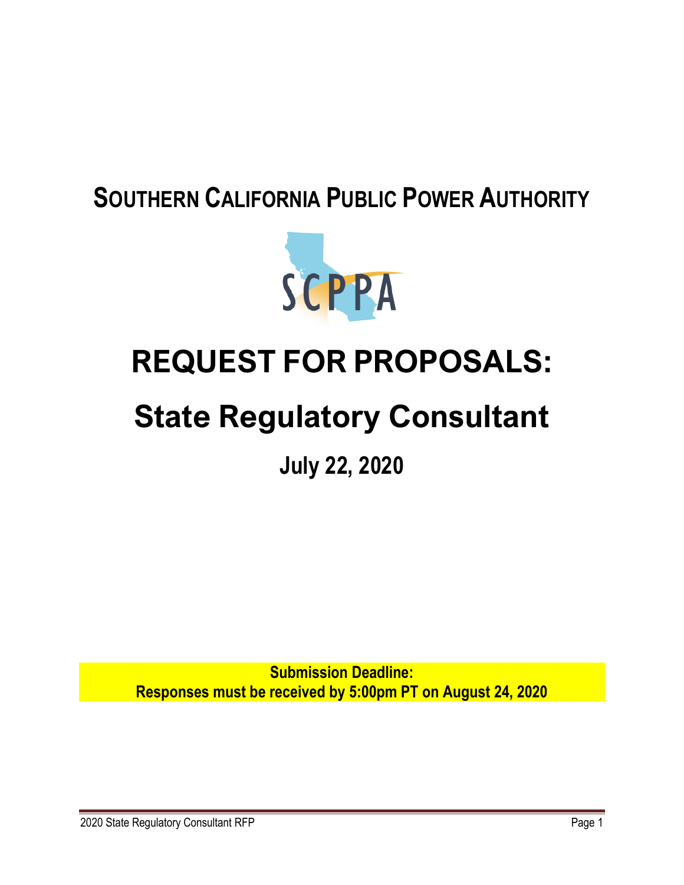# SOUTHERN CALIFORNIA PUBLIC POWER AUTHORITY

SCPPA

# REQUEST FOR PROPOSALS:

# State Regulatory Consultant

## July 22, 2020

**Submission Deadline:**
**Responses must be received by 5:00pm PT on August 24, 2020**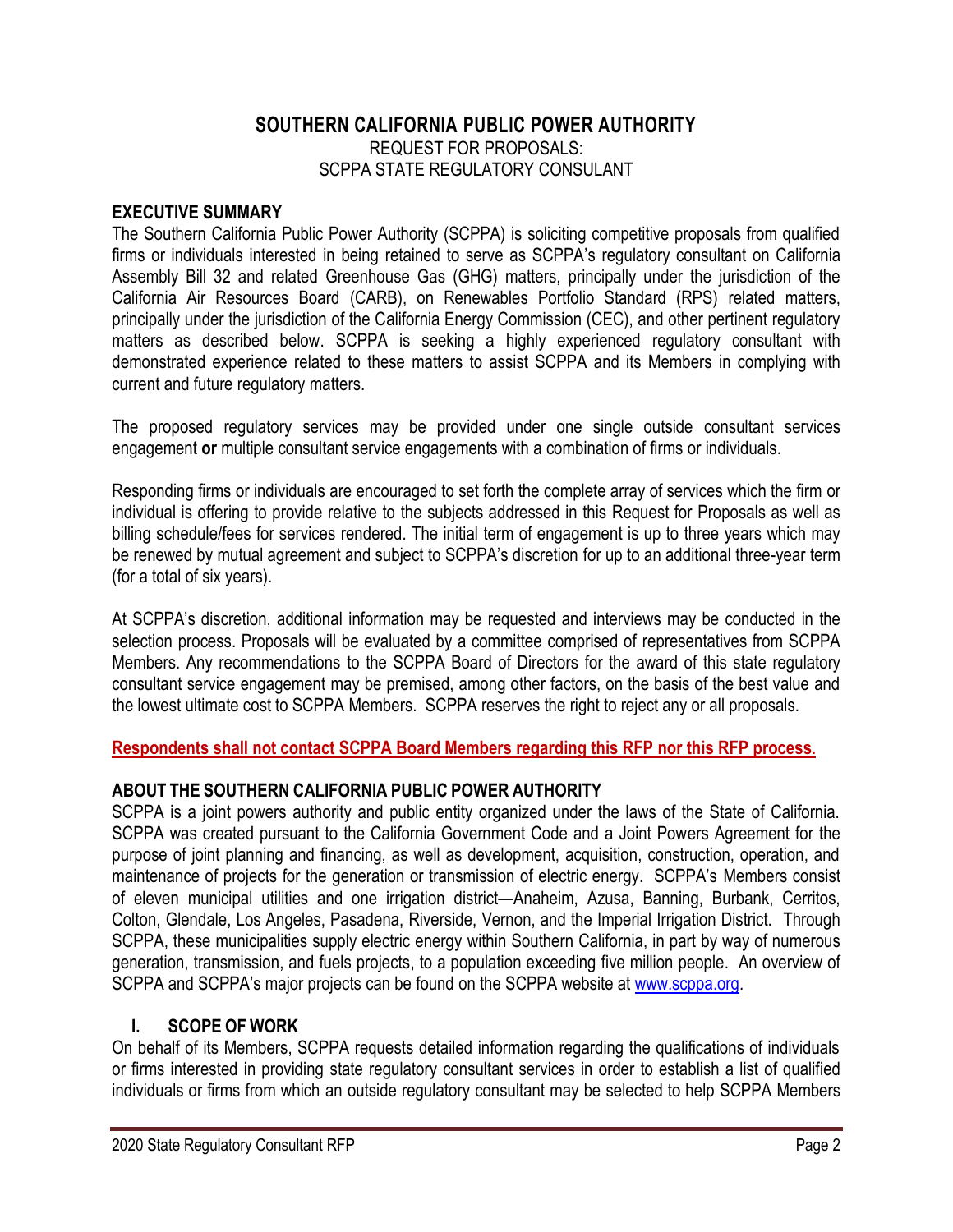## SOUTHERN CALIFORNIA PUBLIC POWER AUTHORITY

REQUEST FOR PROPOSALS:
SCPPA STATE REGULATORY CONSULTANT

### EXECUTIVE SUMMARY

The Southern California Public Power Authority (SCPPA) is soliciting competitive proposals from qualified firms or individuals interested in being retained to serve as SCPPA's regulatory consultant on California Assembly Bill 32 and related Greenhouse Gas (GHG) matters, principally under the jurisdiction of the California Air Resources Board (CARB), on Renewables Portfolio Standard (RPS) related matters, principally under the jurisdiction of the California Energy Commission (CEC), and other pertinent regulatory matters as described below. SCPPA is seeking a highly experienced regulatory consultant with demonstrated experience related to these matters to assist SCPPA and its Members in complying with current and future regulatory matters.

The proposed regulatory services may be provided under one single outside consultant services engagement **or** multiple consultant service engagements with a combination of firms or individuals.

Responding firms or individuals are encouraged to set forth the complete array of services which the firm or individual is offering to provide relative to the subjects addressed in this Request for Proposals as well as billing schedule/fees for services rendered. The initial term of engagement is up to three years which may be renewed by mutual agreement and subject to SCPPA's discretion for up to an additional three-year term (for a total of six years).

At SCPPA's discretion, additional information may be requested and interviews may be conducted in the selection process. Proposals will be evaluated by a committee comprised of representatives from SCPPA Members. Any recommendations to the SCPPA Board of Directors for the award of this state regulatory consultant service engagement may be premised, among other factors, on the basis of the best value and the lowest ultimate cost to SCPPA Members. SCPPA reserves the right to reject any or all proposals.

**Respondents shall not contact SCPPA Board Members regarding this RFP nor this RFP process.**

### ABOUT THE SOUTHERN CALIFORNIA PUBLIC POWER AUTHORITY

SCPPA is a joint powers authority and public entity organized under the laws of the State of California. SCPPA was created pursuant to the California Government Code and a Joint Powers Agreement for the purpose of joint planning and financing, as well as development, acquisition, construction, operation, and maintenance of projects for the generation or transmission of electric energy. SCPPA's Members consist of eleven municipal utilities and one irrigation district—Anaheim, Azusa, Banning, Burbank, Cerritos, Colton, Glendale, Los Angeles, Pasadena, Riverside, Vernon, and the Imperial Irrigation District. Through SCPPA, these municipalities supply electric energy within Southern California, in part by way of numerous generation, transmission, and fuels projects, to a population exceeding five million people. An overview of SCPPA and SCPPA's major projects can be found on the SCPPA website at [www.scppa.org](http://www.scppa.org).

### I. SCOPE OF WORK

On behalf of its Members, SCPPA requests detailed information regarding the qualifications of individuals or firms interested in providing state regulatory consultant services in order to establish a list of qualified individuals or firms from which an outside regulatory consultant may be selected to help SCPPA Members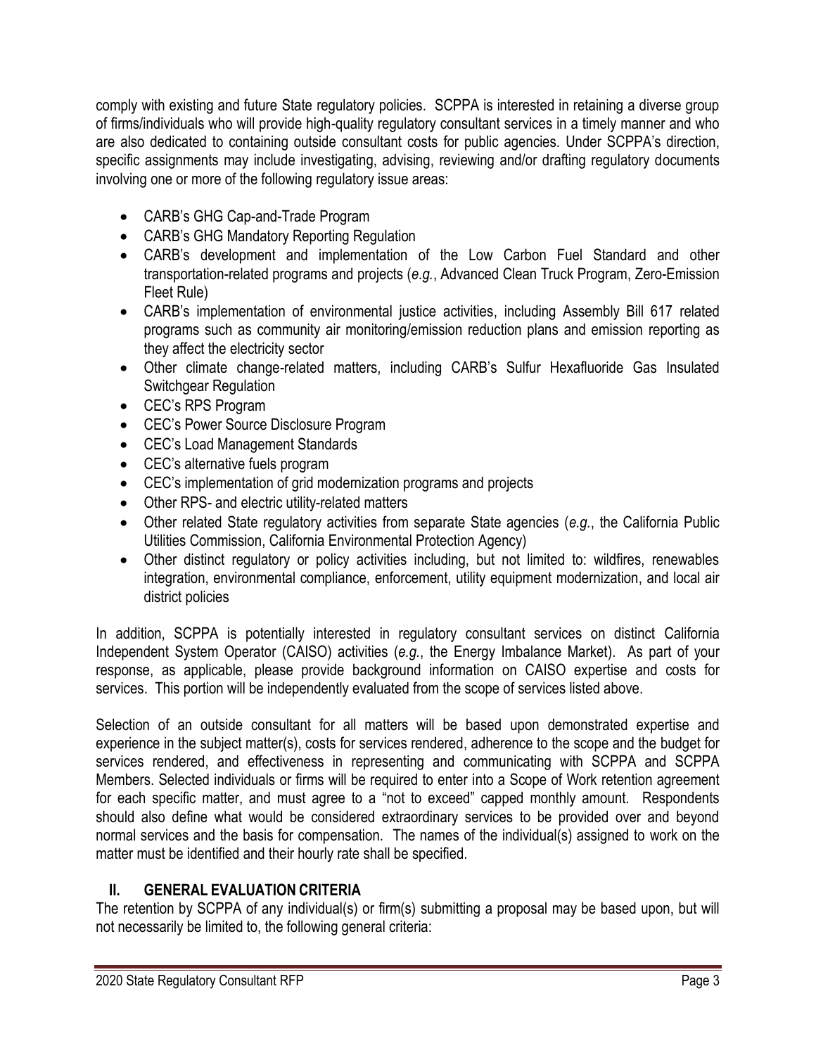comply with existing and future State regulatory policies. SCPPA is interested in retaining a diverse group of firms/individuals who will provide high-quality regulatory consultant services in a timely manner and who are also dedicated to containing outside consultant costs for public agencies. Under SCPPA's direction, specific assignments may include investigating, advising, reviewing and/or drafting regulatory documents involving one or more of the following regulatory issue areas:

- CARB's GHG Cap-and-Trade Program
- CARB's GHG Mandatory Reporting Regulation
- CARB's development and implementation of the Low Carbon Fuel Standard and other transportation-related programs and projects (*e.g.*, Advanced Clean Truck Program, Zero-Emission Fleet Rule)
- CARB's implementation of environmental justice activities, including Assembly Bill 617 related programs such as community air monitoring/emission reduction plans and emission reporting as they affect the electricity sector
- Other climate change-related matters, including CARB's Sulfur Hexafluoride Gas Insulated Switchgear Regulation
- CEC's RPS Program
- CEC's Power Source Disclosure Program
- CEC's Load Management Standards
- CEC's alternative fuels program
- CEC's implementation of grid modernization programs and projects
- Other RPS- and electric utility-related matters
- Other related State regulatory activities from separate State agencies (*e.g.*, the California Public Utilities Commission, California Environmental Protection Agency)
- Other distinct regulatory or policy activities including, but not limited to: wildfires, renewables integration, environmental compliance, enforcement, utility equipment modernization, and local air district policies

In addition, SCPPA is potentially interested in regulatory consultant services on distinct California Independent System Operator (CAISO) activities (*e.g.*, the Energy Imbalance Market). As part of your response, as applicable, please provide background information on CAISO expertise and costs for services. This portion will be independently evaluated from the scope of services listed above.

Selection of an outside consultant for all matters will be based upon demonstrated expertise and experience in the subject matter(s), costs for services rendered, adherence to the scope and the budget for services rendered, and effectiveness in representing and communicating with SCPPA and SCPPA Members. Selected individuals or firms will be required to enter into a Scope of Work retention agreement for each specific matter, and must agree to a "not to exceed" capped monthly amount. Respondents should also define what would be considered extraordinary services to be provided over and beyond normal services and the basis for compensation. The names of the individual(s) assigned to work on the matter must be identified and their hourly rate shall be specified.

## II. GENERAL EVALUATION CRITERIA

The retention by SCPPA of any individual(s) or firm(s) submitting a proposal may be based upon, but will not necessarily be limited to, the following general criteria: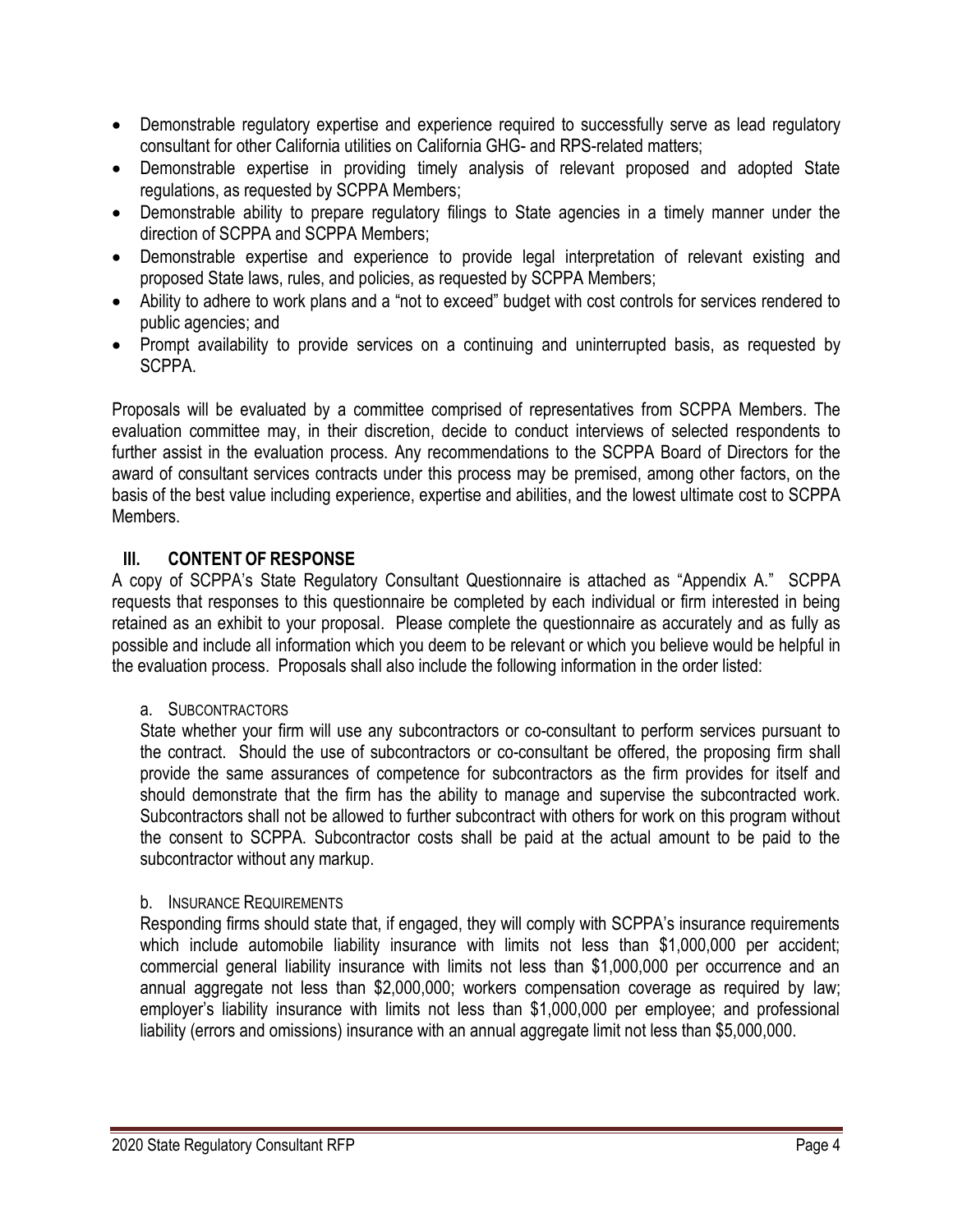- Demonstrable regulatory expertise and experience required to successfully serve as lead regulatory consultant for other California utilities on California GHG- and RPS-related matters;
- Demonstrable expertise in providing timely analysis of relevant proposed and adopted State regulations, as requested by SCPPA Members;
- Demonstrable ability to prepare regulatory filings to State agencies in a timely manner under the direction of SCPPA and SCPPA Members;
- Demonstrable expertise and experience to provide legal interpretation of relevant existing and proposed State laws, rules, and policies, as requested by SCPPA Members;
- Ability to adhere to work plans and a "not to exceed" budget with cost controls for services rendered to public agencies; and
- Prompt availability to provide services on a continuing and uninterrupted basis, as requested by SCPPA.

Proposals will be evaluated by a committee comprised of representatives from SCPPA Members. The evaluation committee may, in their discretion, decide to conduct interviews of selected respondents to further assist in the evaluation process. Any recommendations to the SCPPA Board of Directors for the award of consultant services contracts under this process may be premised, among other factors, on the basis of the best value including experience, expertise and abilities, and the lowest ultimate cost to SCPPA Members.

## III. CONTENT OF RESPONSE

A copy of SCPPA's State Regulatory Consultant Questionnaire is attached as "Appendix A." SCPPA requests that responses to this questionnaire be completed by each individual or firm interested in being retained as an exhibit to your proposal. Please complete the questionnaire as accurately and as fully as possible and include all information which you deem to be relevant or which you believe would be helpful in the evaluation process. Proposals shall also include the following information in the order listed:

### a. SUBCONTRACTORS

State whether your firm will use any subcontractors or co-consultant to perform services pursuant to the contract. Should the use of subcontractors or co-consultant be offered, the proposing firm shall provide the same assurances of competence for subcontractors as the firm provides for itself and should demonstrate that the firm has the ability to manage and supervise the subcontracted work. Subcontractors shall not be allowed to further subcontract with others for work on this program without the consent to SCPPA. Subcontractor costs shall be paid at the actual amount to be paid to the subcontractor without any markup.

### b. INSURANCE REQUIREMENTS

Responding firms should state that, if engaged, they will comply with SCPPA's insurance requirements which include automobile liability insurance with limits not less than $1,000,000 per accident; commercial general liability insurance with limits not less than $1,000,000 per occurrence and an annual aggregate not less than $2,000,000; workers compensation coverage as required by law; employer's liability insurance with limits not less than $1,000,000 per employee; and professional liability (errors and omissions) insurance with an annual aggregate limit not less than $5,000,000.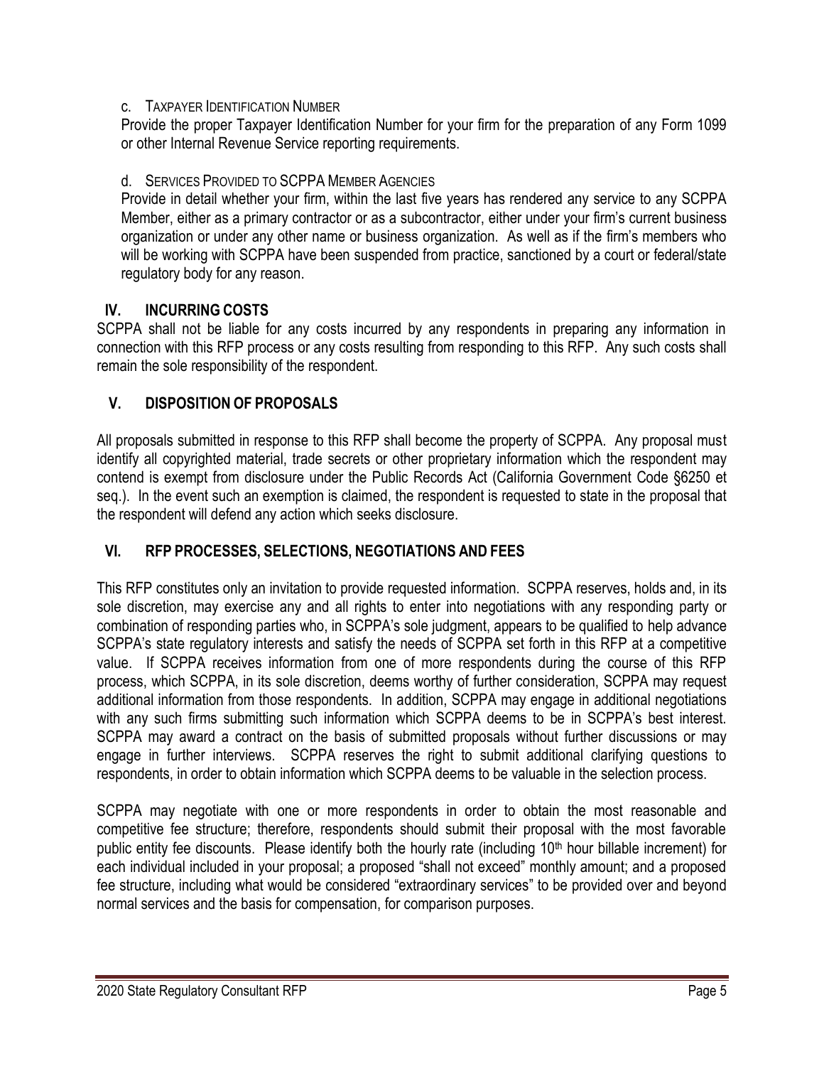c. TAXPAYER IDENTIFICATION NUMBER

Provide the proper Taxpayer Identification Number for your firm for the preparation of any Form 1099 or other Internal Revenue Service reporting requirements.

d. SERVICES PROVIDED TO SCPPA MEMBER AGENCIES

Provide in detail whether your firm, within the last five years has rendered any service to any SCPPA Member, either as a primary contractor or as a subcontractor, either under your firm's current business organization or under any other name or business organization. As well as if the firm's members who will be working with SCPPA have been suspended from practice, sanctioned by a court or federal/state regulatory body for any reason.

## IV. INCURRING COSTS

SCPPA shall not be liable for any costs incurred by any respondents in preparing any information in connection with this RFP process or any costs resulting from responding to this RFP. Any such costs shall remain the sole responsibility of the respondent.

## V. DISPOSITION OF PROPOSALS

All proposals submitted in response to this RFP shall become the property of SCPPA. Any proposal must identify all copyrighted material, trade secrets or other proprietary information which the respondent may contend is exempt from disclosure under the Public Records Act (California Government Code §6250 et seq.). In the event such an exemption is claimed, the respondent is requested to state in the proposal that the respondent will defend any action which seeks disclosure.

## VI. RFP PROCESSES, SELECTIONS, NEGOTIATIONS AND FEES

This RFP constitutes only an invitation to provide requested information. SCPPA reserves, holds and, in its sole discretion, may exercise any and all rights to enter into negotiations with any responding party or combination of responding parties who, in SCPPA's sole judgment, appears to be qualified to help advance SCPPA's state regulatory interests and satisfy the needs of SCPPA set forth in this RFP at a competitive value. If SCPPA receives information from one of more respondents during the course of this RFP process, which SCPPA, in its sole discretion, deems worthy of further consideration, SCPPA may request additional information from those respondents. In addition, SCPPA may engage in additional negotiations with any such firms submitting such information which SCPPA deems to be in SCPPA's best interest. SCPPA may award a contract on the basis of submitted proposals without further discussions or may engage in further interviews. SCPPA reserves the right to submit additional clarifying questions to respondents, in order to obtain information which SCPPA deems to be valuable in the selection process.

SCPPA may negotiate with one or more respondents in order to obtain the most reasonable and competitive fee structure; therefore, respondents should submit their proposal with the most favorable public entity fee discounts. Please identify both the hourly rate (including 10th hour billable increment) for each individual included in your proposal; a proposed "shall not exceed" monthly amount; and a proposed fee structure, including what would be considered "extraordinary services" to be provided over and beyond normal services and the basis for compensation, for comparison purposes.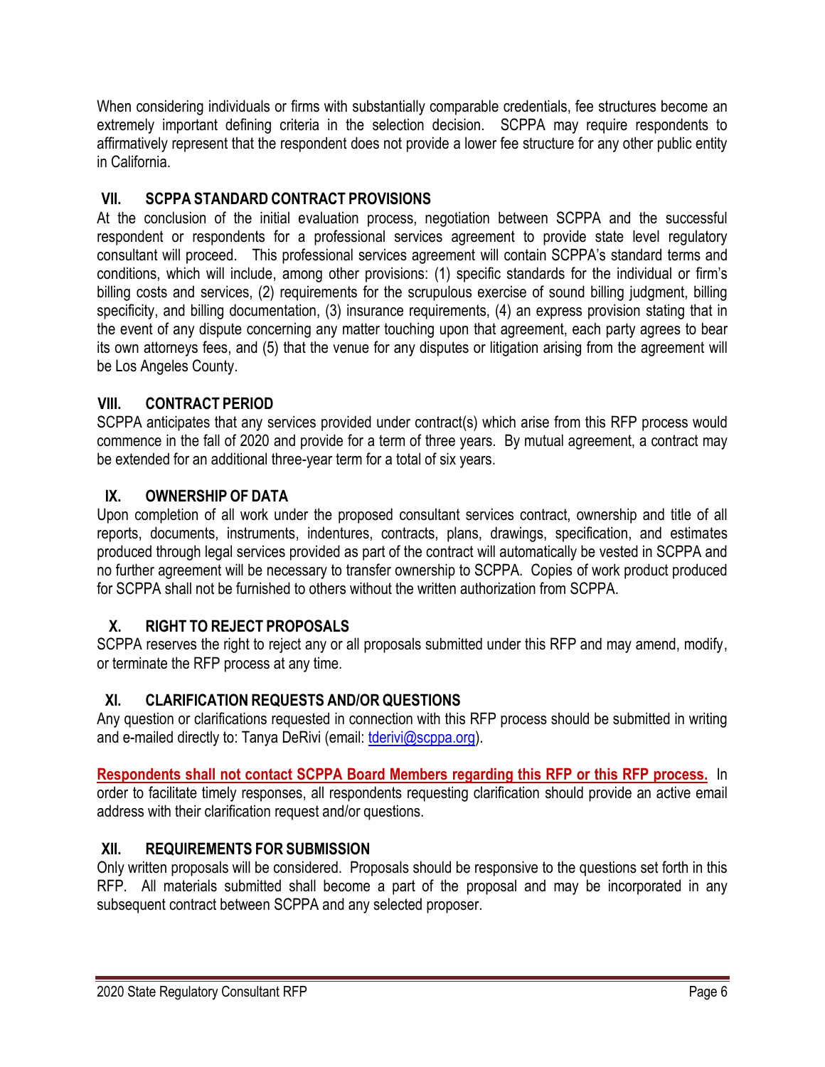When considering individuals or firms with substantially comparable credentials, fee structures become an extremely important defining criteria in the selection decision. SCPPA may require respondents to affirmatively represent that the respondent does not provide a lower fee structure for any other public entity in California.

## VII. SCPPA STANDARD CONTRACT PROVISIONS

At the conclusion of the initial evaluation process, negotiation between SCPPA and the successful respondent or respondents for a professional services agreement to provide state level regulatory consultant will proceed. This professional services agreement will contain SCPPA's standard terms and conditions, which will include, among other provisions: (1) specific standards for the individual or firm's billing costs and services, (2) requirements for the scrupulous exercise of sound billing judgment, billing specificity, and billing documentation, (3) insurance requirements, (4) an express provision stating that in the event of any dispute concerning any matter touching upon that agreement, each party agrees to bear its own attorneys fees, and (5) that the venue for any disputes or litigation arising from the agreement will be Los Angeles County.

## VIII. CONTRACT PERIOD

SCPPA anticipates that any services provided under contract(s) which arise from this RFP process would commence in the fall of 2020 and provide for a term of three years. By mutual agreement, a contract may be extended for an additional three-year term for a total of six years.

## IX. OWNERSHIP OF DATA

Upon completion of all work under the proposed consultant services contract, ownership and title of all reports, documents, instruments, indentures, contracts, plans, drawings, specification, and estimates produced through legal services provided as part of the contract will automatically be vested in SCPPA and no further agreement will be necessary to transfer ownership to SCPPA. Copies of work product produced for SCPPA shall not be furnished to others without the written authorization from SCPPA.

## X. RIGHT TO REJECT PROPOSALS

SCPPA reserves the right to reject any or all proposals submitted under this RFP and may amend, modify, or terminate the RFP process at any time.

## XI. CLARIFICATION REQUESTS AND/OR QUESTIONS

Any question or clarifications requested in connection with this RFP process should be submitted in writing and e-mailed directly to: Tanya DeRivi (email: tderivi@scppa.org).

**Respondents shall not contact SCPPA Board Members regarding this RFP or this RFP process.** In order to facilitate timely responses, all respondents requesting clarification should provide an active email address with their clarification request and/or questions.

## XII. REQUIREMENTS FOR SUBMISSION

Only written proposals will be considered. Proposals should be responsive to the questions set forth in this RFP. All materials submitted shall become a part of the proposal and may be incorporated in any subsequent contract between SCPPA and any selected proposer.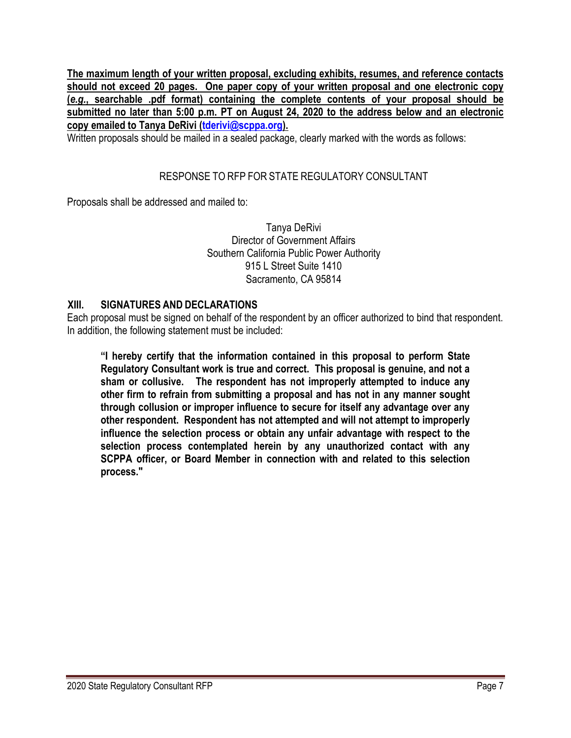**The maximum length of your written proposal, excluding exhibits, resumes, and reference contacts should not exceed 20 pages. One paper copy of your written proposal and one electronic copy (*e.g.*, searchable .pdf format) containing the complete contents of your proposal should be submitted no later than 5:00 p.m. PT on August 24, 2020 to the address below and an electronic copy emailed to Tanya DeRivi (tderivi@scppa.org).**

Written proposals should be mailed in a sealed package, clearly marked with the words as follows:

RESPONSE TO RFP FOR STATE REGULATORY CONSULTANT

Proposals shall be addressed and mailed to:

Tanya DeRivi
Director of Government Affairs
Southern California Public Power Authority
915 L Street Suite 1410
Sacramento, CA 95814

## XIII. SIGNATURES AND DECLARATIONS

Each proposal must be signed on behalf of the respondent by an officer authorized to bind that respondent. In addition, the following statement must be included:

> **"I hereby certify that the information contained in this proposal to perform State Regulatory Consultant work is true and correct. This proposal is genuine, and not a sham or collusive. The respondent has not improperly attempted to induce any other firm to refrain from submitting a proposal and has not in any manner sought through collusion or improper influence to secure for itself any advantage over any other respondent. Respondent has not attempted and will not attempt to improperly influence the selection process or obtain any unfair advantage with respect to the selection process contemplated herein by any unauthorized contact with any SCPPA officer, or Board Member in connection with and related to this selection process."**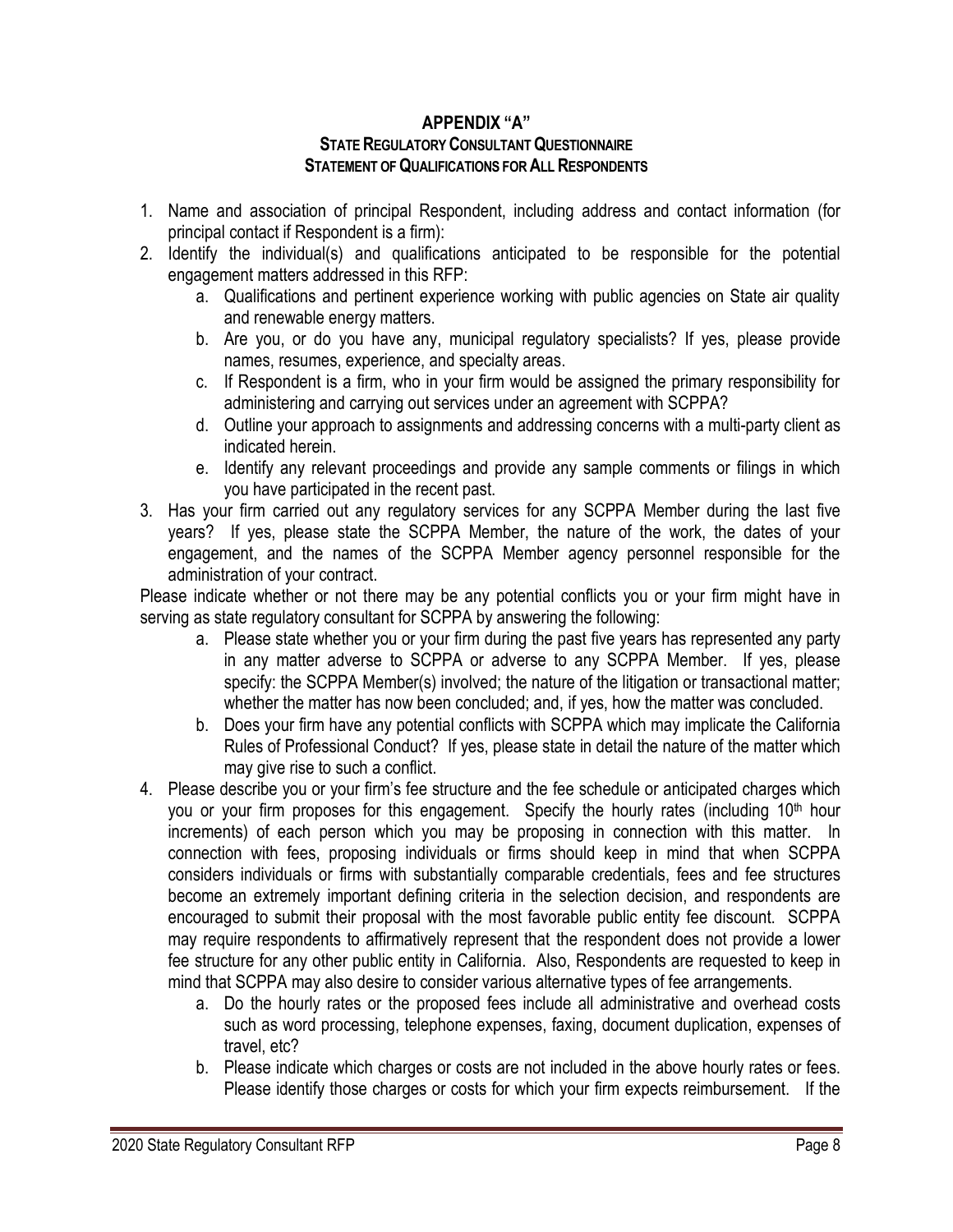## APPENDIX "A"

### STATE REGULATORY CONSULTANT QUESTIONNAIRE

### STATEMENT OF QUALIFICATIONS FOR ALL RESPONDENTS

1. Name and association of principal Respondent, including address and contact information (for principal contact if Respondent is a firm):
2. Identify the individual(s) and qualifications anticipated to be responsible for the potential engagement matters addressed in this RFP:
   a. Qualifications and pertinent experience working with public agencies on State air quality and renewable energy matters.
   b. Are you, or do you have any, municipal regulatory specialists? If yes, please provide names, resumes, experience, and specialty areas.
   c. If Respondent is a firm, who in your firm would be assigned the primary responsibility for administering and carrying out services under an agreement with SCPPA?
   d. Outline your approach to assignments and addressing concerns with a multi-party client as indicated herein.
   e. Identify any relevant proceedings and provide any sample comments or filings in which you have participated in the recent past.
3. Has your firm carried out any regulatory services for any SCPPA Member during the last five years? If yes, please state the SCPPA Member, the nature of the work, the dates of your engagement, and the names of the SCPPA Member agency personnel responsible for the administration of your contract.

Please indicate whether or not there may be any potential conflicts you or your firm might have in serving as state regulatory consultant for SCPPA by answering the following:

   a. Please state whether you or your firm during the past five years has represented any party in any matter adverse to SCPPA or adverse to any SCPPA Member. If yes, please specify: the SCPPA Member(s) involved; the nature of the litigation or transactional matter; whether the matter has now been concluded; and, if yes, how the matter was concluded.
   b. Does your firm have any potential conflicts with SCPPA which may implicate the California Rules of Professional Conduct? If yes, please state in detail the nature of the matter which may give rise to such a conflict.

4. Please describe you or your firm's fee structure and the fee schedule or anticipated charges which you or your firm proposes for this engagement. Specify the hourly rates (including 10th hour increments) of each person which you may be proposing in connection with this matter. In connection with fees, proposing individuals or firms should keep in mind that when SCPPA considers individuals or firms with substantially comparable credentials, fees and fee structures become an extremely important defining criteria in the selection decision, and respondents are encouraged to submit their proposal with the most favorable public entity fee discount. SCPPA may require respondents to affirmatively represent that the respondent does not provide a lower fee structure for any other public entity in California. Also, Respondents are requested to keep in mind that SCPPA may also desire to consider various alternative types of fee arrangements.
   a. Do the hourly rates or the proposed fees include all administrative and overhead costs such as word processing, telephone expenses, faxing, document duplication, expenses of travel, etc?
   b. Please indicate which charges or costs are not included in the above hourly rates or fees. Please identify those charges or costs for which your firm expects reimbursement. If the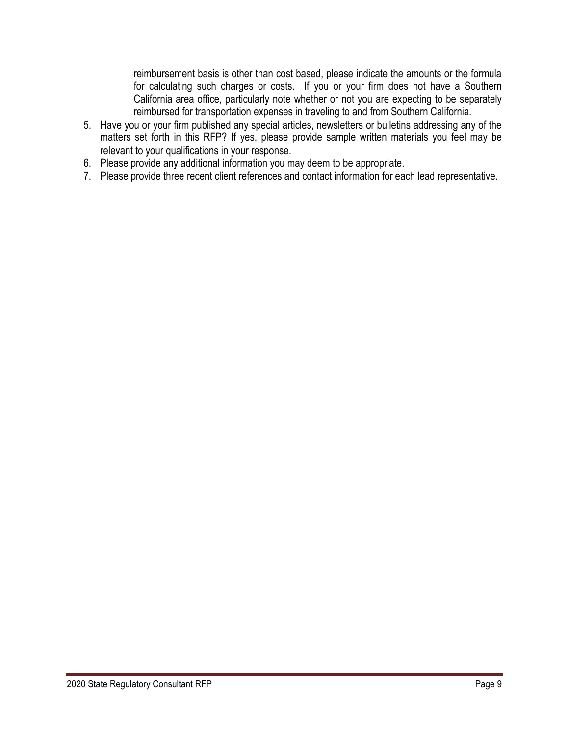reimbursement basis is other than cost based, please indicate the amounts or the formula for calculating such charges or costs. If you or your firm does not have a Southern California area office, particularly note whether or not you are expecting to be separately reimbursed for transportation expenses in traveling to and from Southern California.

5. Have you or your firm published any special articles, newsletters or bulletins addressing any of the matters set forth in this RFP? If yes, please provide sample written materials you feel may be relevant to your qualifications in your response.
6. Please provide any additional information you may deem to be appropriate.
7. Please provide three recent client references and contact information for each lead representative.